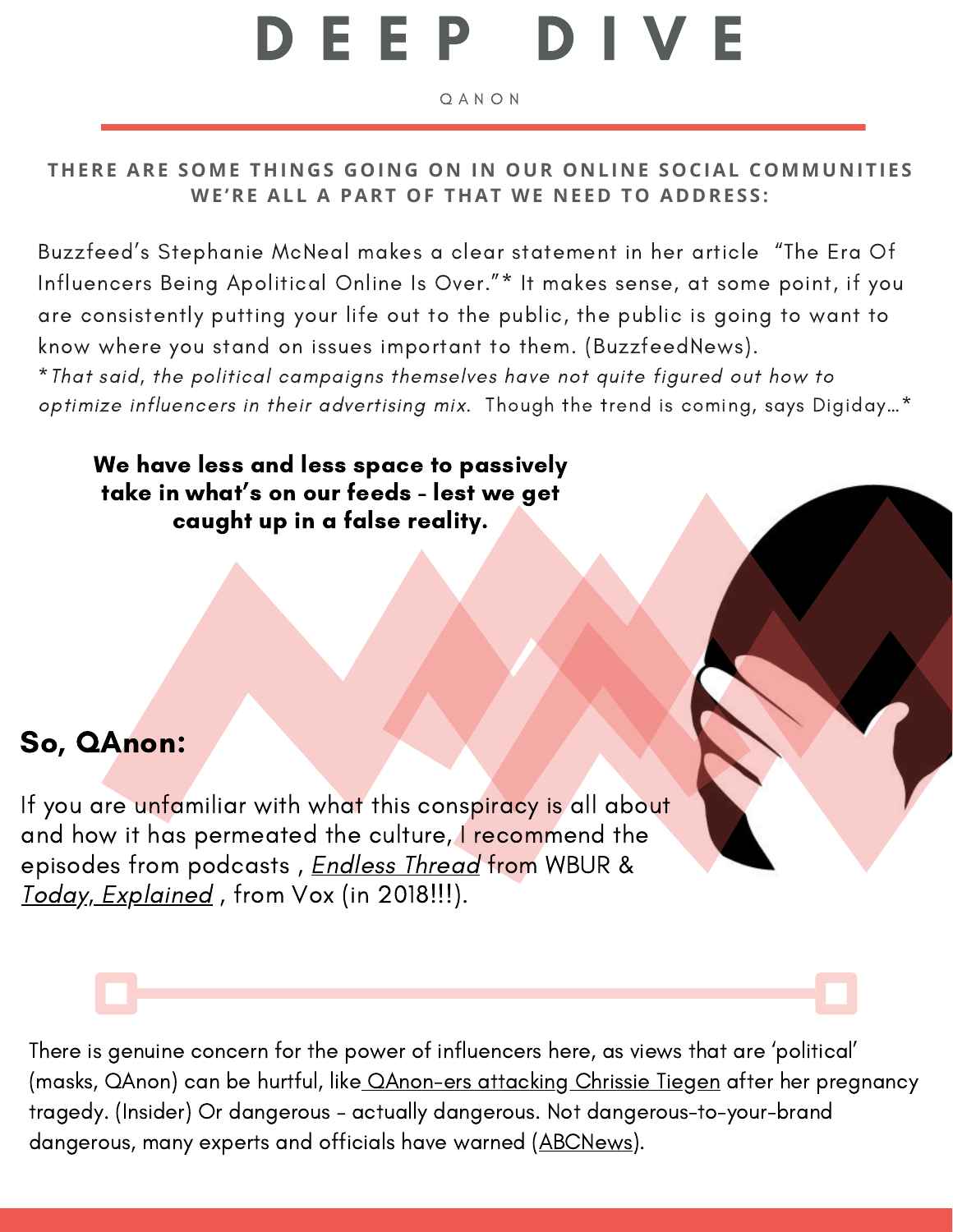# DEEP DIVE

QANON

**THERE ARE SOME THINGS GOING ON IN OUR ONLINE SOCIAL COMMUNITIES WE'RE ALL A PART OF THAT WE NEED TO ADDRESS:**

Buzzfeed's Stephanie McNeal makes a clear statement in her article "The Era Of Influencers Being Apolitical Online Is Over."* It makes sense, at some point, if you are consistently putting your life out to the public, the public is going to want to know where you stand on issues important to them. (BuzzfeedNews).
**That said, the political campaigns themselves have not quite figured out how to optimize influencers in their advertising mix.* Though the trend is coming, says Digiday…*

**We have less and less space to passively take in what's on our feeds - lest we get caught up in a false reality.**

## So, QAnon:

If you are unfamiliar with what this conspiracy is all about and how it has permeated the culture, I recommend the episodes from podcasts , *Endless Thread* from WBUR & *Today, Explained* , from Vox (in 2018!!!).

There is genuine concern for the power of influencers here, as views that are 'political' (masks, QAnon) can be hurtful, like QAnon-ers attacking Chrissie Tiegen after her pregnancy tragedy. (Insider) Or dangerous - actually dangerous. Not dangerous-to-your-brand dangerous, many experts and officials have warned (ABCNews).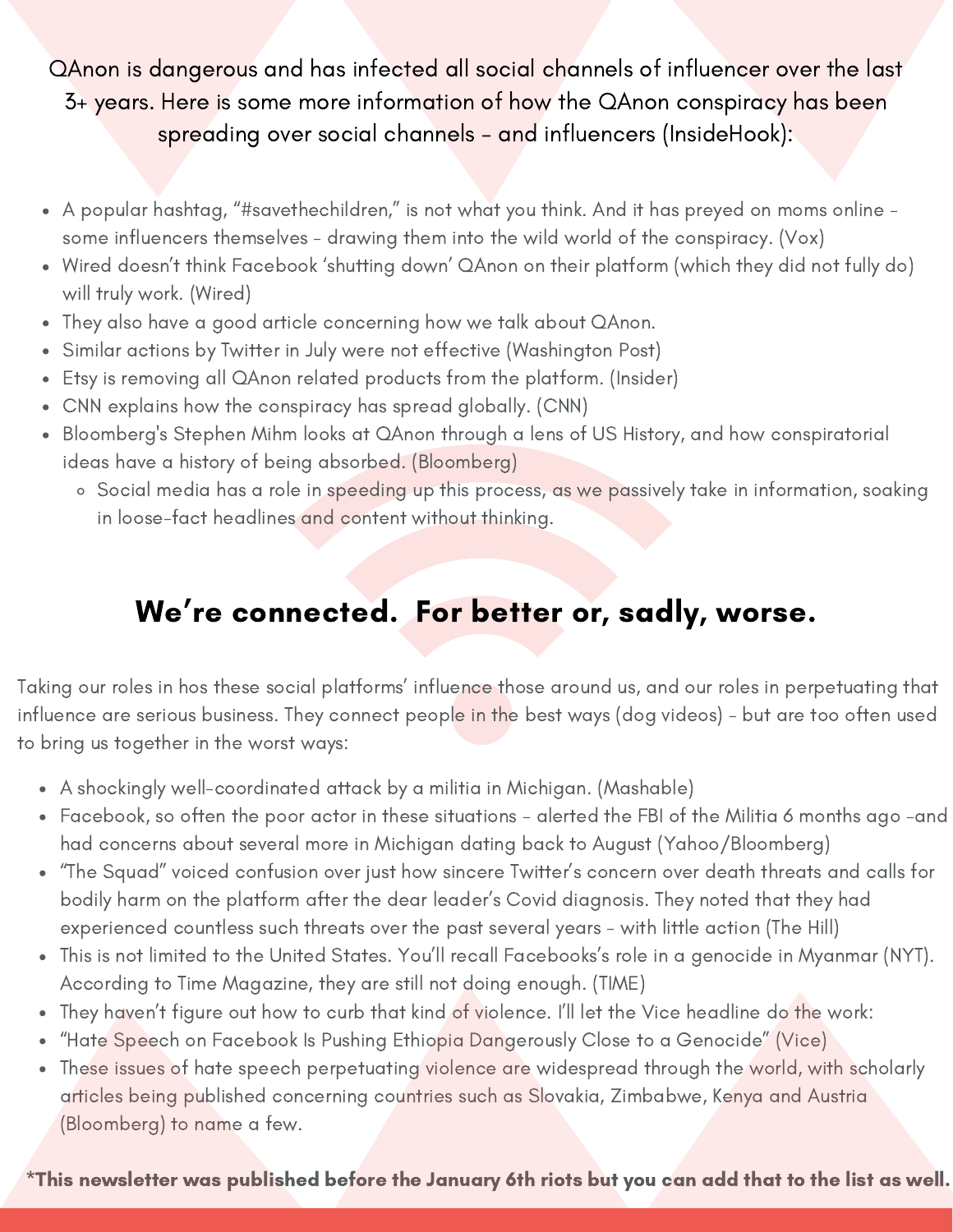QAnon is dangerous and has infected all social channels of influencer over the last 3+ years. Here is some more information of how the QAnon conspiracy has been spreading over social channels - and influencers (InsideHook):

- A popular hashtag, "#savethechildren," is not what you think. And it has preyed on moms online - some influencers themselves - drawing them into the wild world of the conspiracy. (Vox)
- Wired doesn't think Facebook 'shutting down' QAnon on their platform (which they did not fully do) will truly work. (Wired)
- They also have a good article concerning how we talk about QAnon.
- Similar actions by Twitter in July were not effective (Washington Post)
- Etsy is removing all QAnon related products from the platform. (Insider)
- CNN explains how the conspiracy has spread globally. (CNN)
- Bloomberg's Stephen Mihm looks at QAnon through a lens of US History, and how conspiratorial ideas have a history of being absorbed. (Bloomberg)
  - Social media has a role in speeding up this process, as we passively take in information, soaking in loose-fact headlines and content without thinking.

## We're connected. For better or, sadly, worse.

Taking our roles in hos these social platforms' influence those around us, and our roles in perpetuating that influence are serious business. They connect people in the best ways (dog videos) - but are too often used to bring us together in the worst ways:

- A shockingly well-coordinated attack by a militia in Michigan. (Mashable)
- Facebook, so often the poor actor in these situations - alerted the FBI of the Militia 6 months ago -and had concerns about several more in Michigan dating back to August (Yahoo/Bloomberg)
- "The Squad" voiced confusion over just how sincere Twitter's concern over death threats and calls for bodily harm on the platform after the dear leader's Covid diagnosis. They noted that they had experienced countless such threats over the past several years - with little action (The Hill)
- This is not limited to the United States. You'll recall Facebooks's role in a genocide in Myanmar (NYT). According to Time Magazine, they are still not doing enough. (TIME)
- They haven't figure out how to curb that kind of violence. I'll let the Vice headline do the work:
- "Hate Speech on Facebook Is Pushing Ethiopia Dangerously Close to a Genocide" (Vice)
- These issues of hate speech perpetuating violence are widespread through the world, with scholarly articles being published concerning countries such as Slovakia, Zimbabwe, Kenya and Austria (Bloomberg) to name a few.

**\*This newsletter was published before the January 6th riots but you can add that to the list as well.**